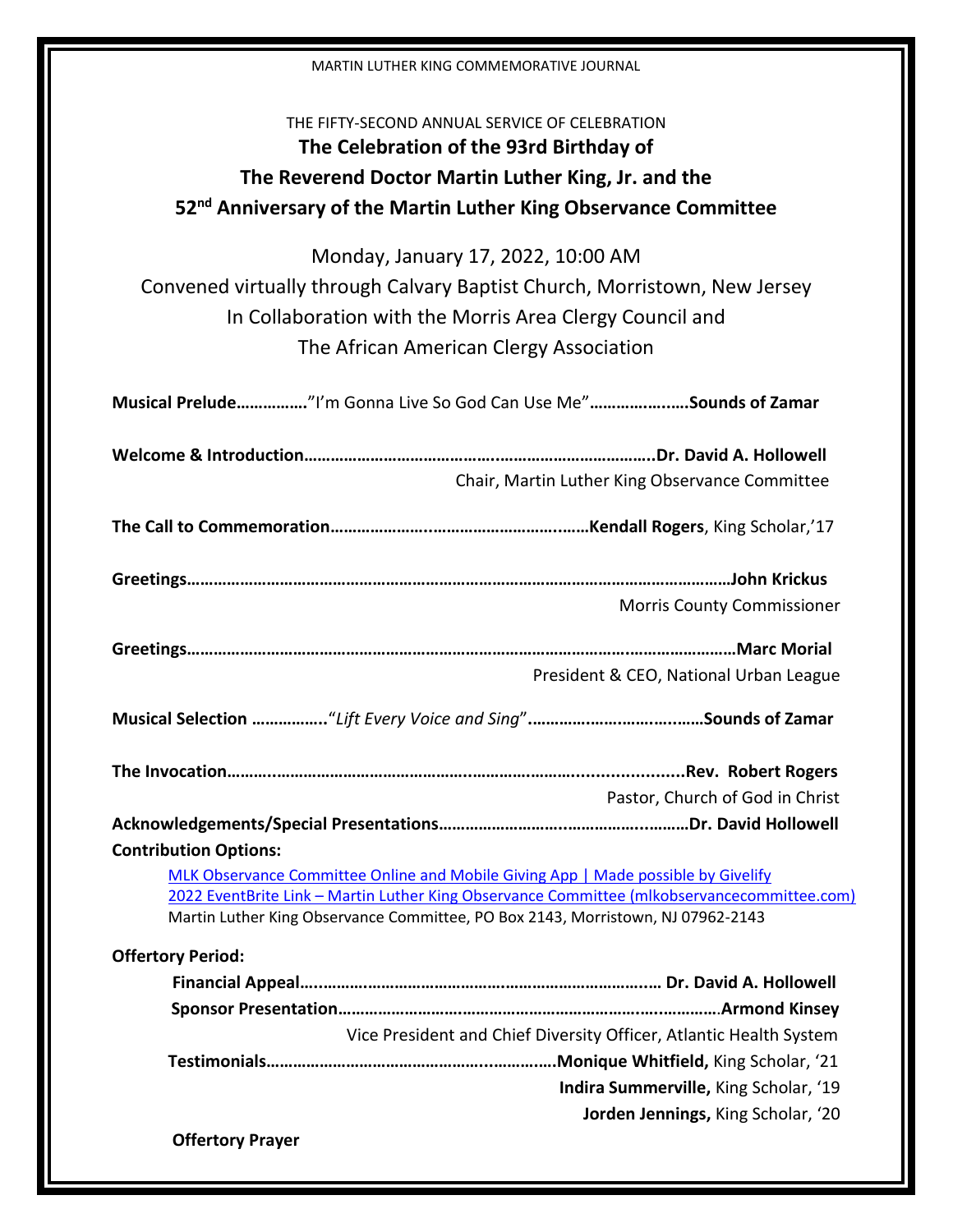MARTIN LUTHER KING COMMEMORATIVE JOURNAL

THE FIFTY-SECOND ANNUAL SERVICE OF CELEBRATION

**The Celebration of the 93rd Birthday of**
**The Reverend Doctor Martin Luther King, Jr. and the**
**52nd Anniversary of the Martin Luther King Observance Committee**

Monday, January 17, 2022, 10:00 AM
Convened virtually through Calvary Baptist Church, Morristown, New Jersey
In Collaboration with the Morris Area Clergy Council and
The African American Clergy Association

**Musical Prelude**……………"I'm Gonna Live So God Can Use Me"………………..**Sounds of Zamar**

**Welcome & Introduction**………………………………………………………………..**Dr. David A. Hollowell**
Chair, Martin Luther King Observance Committee

**The Call to Commemoration**……………………………………………….**Kendall Rogers**, King Scholar,'17

**Greetings**……………………………………………………………………………………………………**John Krickus**
Morris County Commissioner

**Greetings**……………………………………………………………………………………………………**Marc Morial**
President & CEO, National Urban League

**Musical Selection** ……………..*"Lift Every Voice and Sing"*……………………………**Sounds of Zamar**

**The Invocation**……………………………………………………………………...........**Rev. Robert Rogers**
Pastor, Church of God in Christ

**Acknowledgements/Special Presentations**………………………………………………**Dr. David Hollowell**

**Contribution Options:**

- MLK Observance Committee Online and Mobile Giving App | Made possible by Givelify
- 2022 EventBrite Link – Martin Luther King Observance Committee (mlkobservancecommittee.com)
- Martin Luther King Observance Committee, PO Box 2143, Morristown, NJ 07962-2143

**Offertory Period:**

- **Financial Appeal**………………………………………………………………… **Dr. David A. Hollowell**
- **Sponsor Presentation**…………………………………………………………………**Armond Kinsey**
  Vice President and Chief Diversity Officer, Atlantic Health System
- **Testimonials**…………………………………………………**Monique Whitfield,** King Scholar, '21
  **Indira Summerville,** King Scholar, '19
  **Jorden Jennings,** King Scholar, '20
- **Offertory Prayer**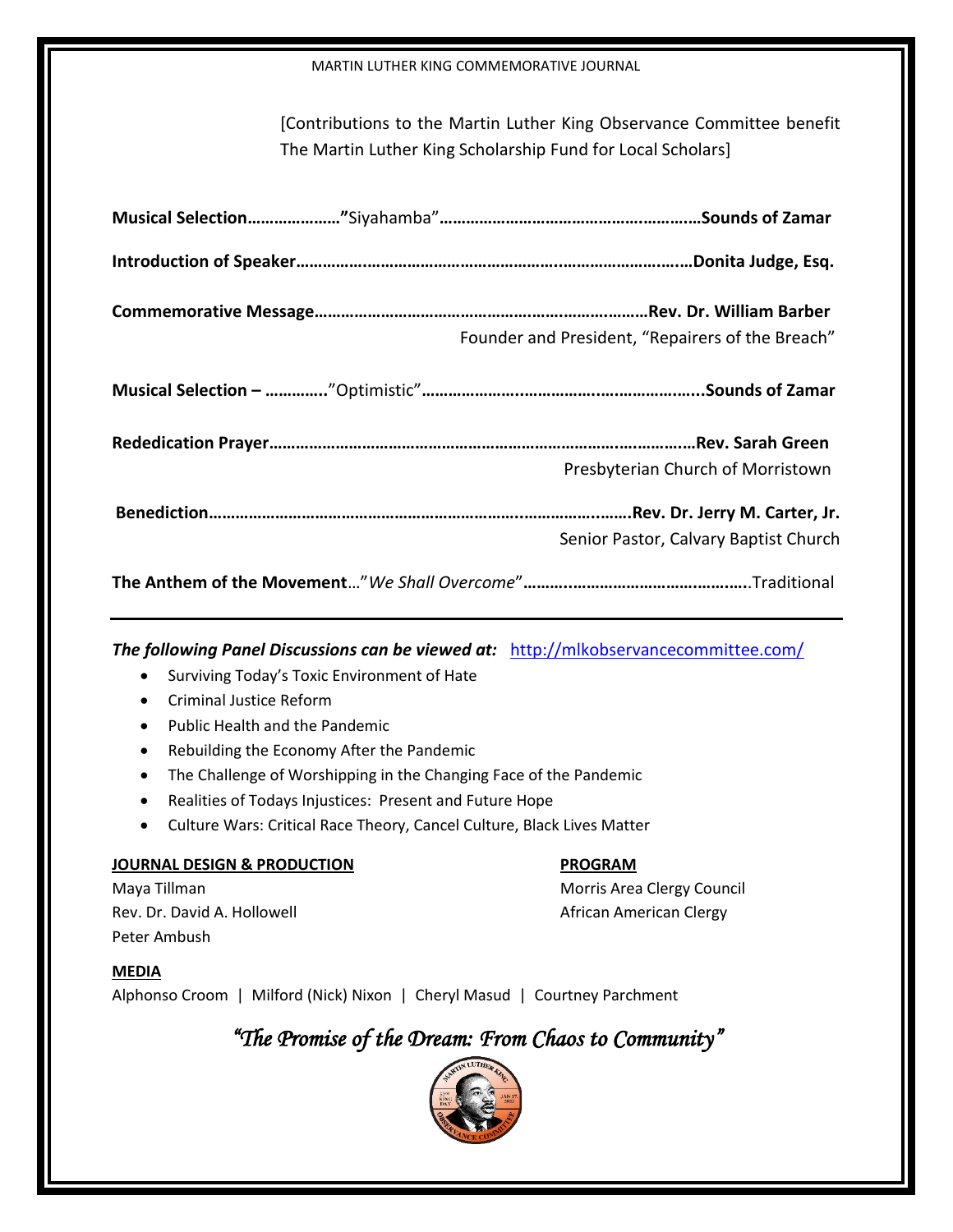[Contributions to the Martin Luther King Observance Committee benefit The Martin Luther King Scholarship Fund for Local Scholars]

**Musical Selection…………………"**Siyahamba"**…………………………………………………Sounds of Zamar**

**Introduction of Speaker……………………………………………………………………………Donita Judge, Esq.**

**Commemorative Message……………………………………………………………Rev. Dr. William Barber**
Founder and President, "Repairers of the Breach"

**Musical Selection – …………..**"Optimistic"**…………………………………………………..Sounds of Zamar**

**Rededication Prayer………………………………………………………………………………Rev. Sarah Green**
Presbyterian Church of Morristown

**Benediction……………………………………………………………………………….Rev. Dr. Jerry M. Carter, Jr.**
Senior Pastor, Calvary Baptist Church

**The Anthem of the Movement**…"*We Shall Overcome*"**…………………………………………..**Traditional

---

***The following Panel Discussions can be viewed at:*** http://mlkobservancecommittee.com/

- Surviving Today's Toxic Environment of Hate
- Criminal Justice Reform
- Public Health and the Pandemic
- Rebuilding the Economy After the Pandemic
- The Challenge of Worshipping in the Changing Face of the Pandemic
- Realities of Todays Injustices: Present and Future Hope
- Culture Wars: Critical Race Theory, Cancel Culture, Black Lives Matter

**JOURNAL DESIGN & PRODUCTION**
Maya Tillman
Rev. Dr. David A. Hollowell
Peter Ambush

**PROGRAM**
Morris Area Clergy Council
African American Clergy

**MEDIA**
Alphonso Croom | Milford (Nick) Nixon | Cheryl Masud | Courtney Parchment

*"The Promise of the Dream: From Chaos to Community"*